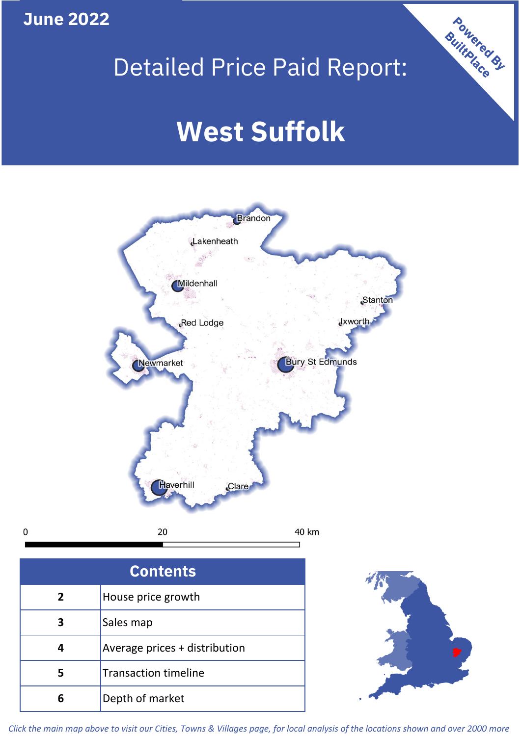June 2022

# Detailed Price Paid Report:

# West Suffolk

Powered By BuiltPlace

Brandon
Lakenheath
Mildenhall
Stanton
Red Lodge
Ixworth
Newmarket
Bury St Edmunds
Haverhill
Clare

0 20 40 km

| Contents | |
|---|---|
| 2 | House price growth |
| 3 | Sales map |
| 4 | Average prices + distribution |
| 5 | Transaction timeline |
| 6 | Depth of market |

*Click the main map above to visit our Cities, Towns & Villages page, for local analysis of the locations shown and over 2000 more*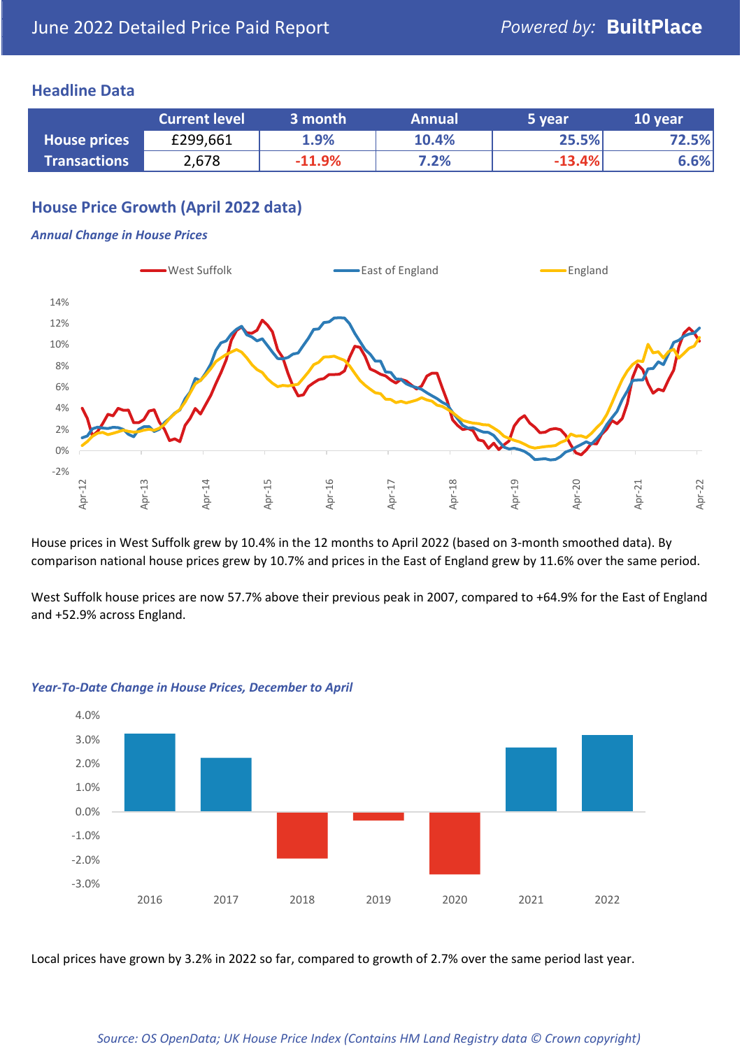# June 2022 Detailed Price Paid Report

Powered by: **BuiltPlace**

## Headline Data

| | Current level | 3 month | Annual | 5 year | 10 year |
|---|---|---|---|---|---|
| **House prices** | £299,661 | 1.9% | 10.4% | 25.5% | 72.5% |
| **Transactions** | 2,678 | -11.9% | 7.2% | -13.4% | 6.6% |

## House Price Growth (April 2022 data)

***Annual Change in House Prices***

House prices in West Suffolk grew by 10.4% in the 12 months to April 2022 (based on 3-month smoothed data). By comparison national house prices grew by 10.7% and prices in the East of England grew by 11.6% over the same period.

West Suffolk house prices are now 57.7% above their previous peak in 2007, compared to +64.9% for the East of England and +52.9% across England.

***Year-To-Date Change in House Prices, December to April***

Local prices have grown by 3.2% in 2022 so far, compared to growth of 2.7% over the same period last year.

*Source: OS OpenData; UK House Price Index (Contains HM Land Registry data © Crown copyright)*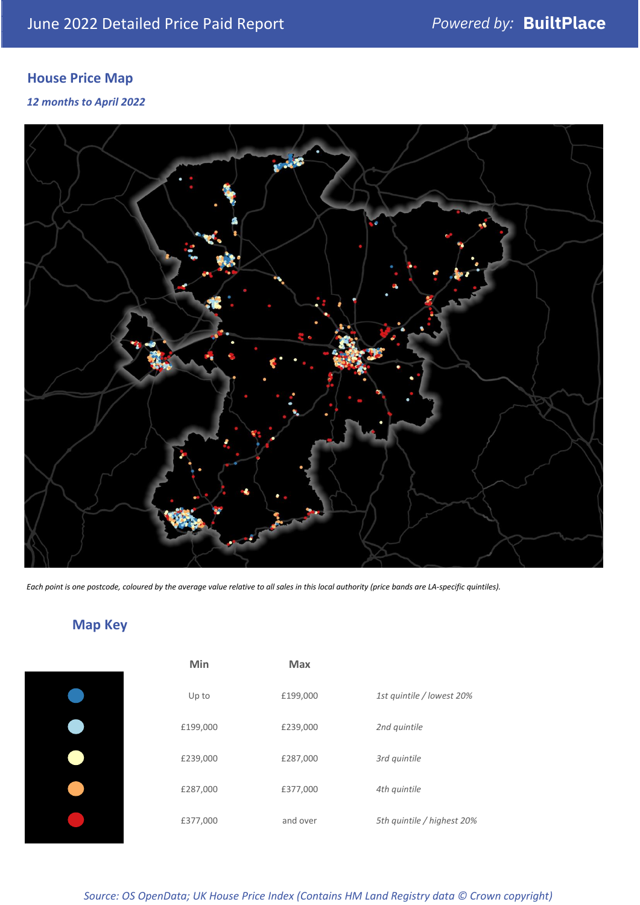June 2022 Detailed Price Paid Report

*Powered by:* **BuiltPlace**

## House Price Map

*12 months to April 2022*

*Each point is one postcode, coloured by the average value relative to all sales in this local authority (price bands are LA-specific quintiles).*

## Map Key

| | Min | Max | |
|---|---|---|---|
| (dark blue) | Up to | £199,000 | *1st quintile / lowest 20%* |
| (light blue) | £199,000 | £239,000 | *2nd quintile* |
| (pale yellow) | £239,000 | £287,000 | *3rd quintile* |
| (orange) | £287,000 | £377,000 | *4th quintile* |
| (red) | £377,000 | and over | *5th quintile / highest 20%* |

*Source: OS OpenData; UK House Price Index (Contains HM Land Registry data © Crown copyright)*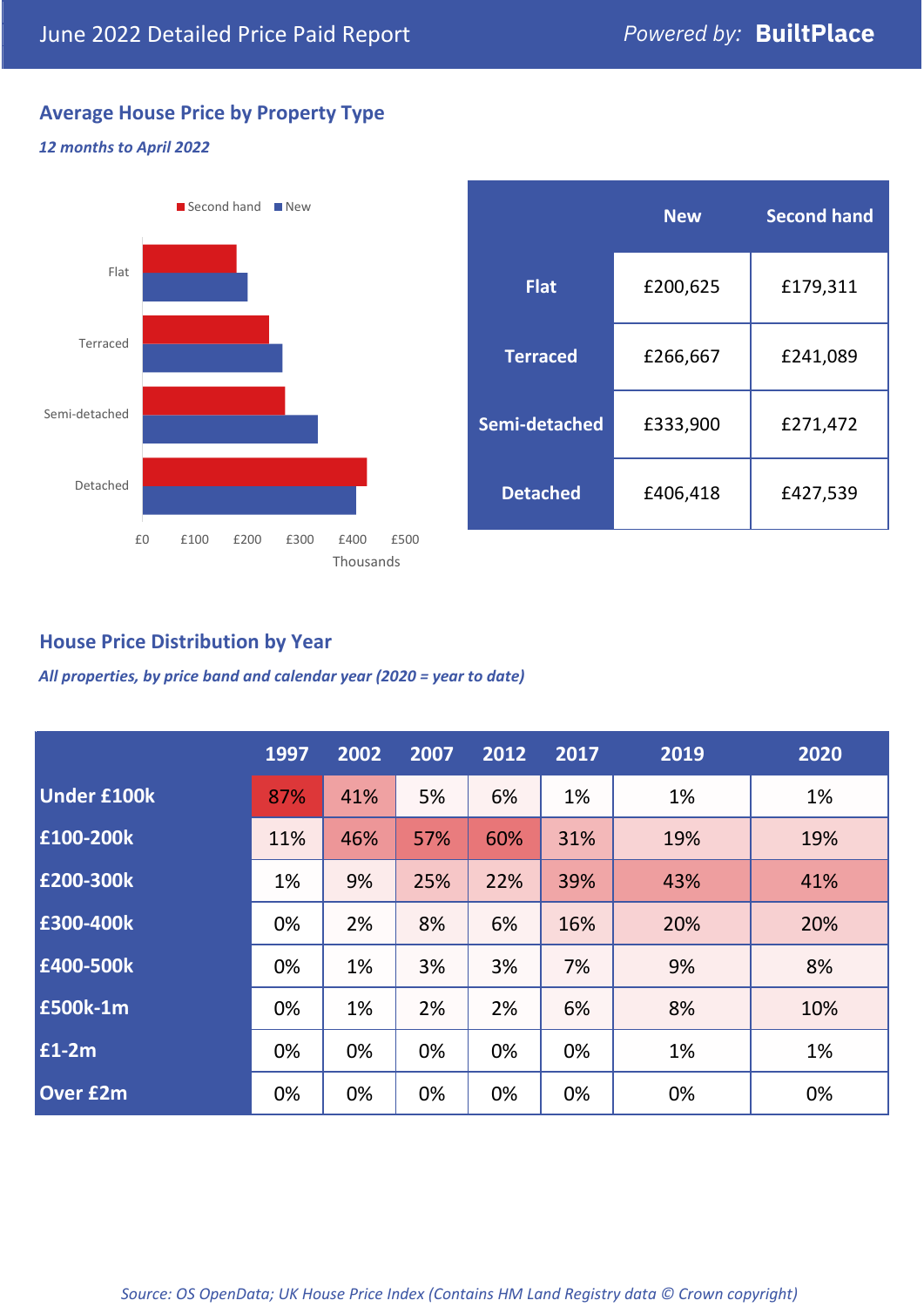# June 2022 Detailed Price Paid Report

Powered by: **BuiltPlace**

## Average House Price by Property Type

*12 months to April 2022*

| | New | Second hand |
|---|---|---|
| **Flat** | £200,625 | £179,311 |
| **Terraced** | £266,667 | £241,089 |
| **Semi-detached** | £333,900 | £271,472 |
| **Detached** | £406,418 | £427,539 |

## House Price Distribution by Year

*All properties, by price band and calendar year (2020 = year to date)*

| | 1997 | 2002 | 2007 | 2012 | 2017 | 2019 | 2020 |
|---|---|---|---|---|---|---|---|
| **Under £100k** | 87% | 41% | 5% | 6% | 1% | 1% | 1% |
| **£100-200k** | 11% | 46% | 57% | 60% | 31% | 19% | 19% |
| **£200-300k** | 1% | 9% | 25% | 22% | 39% | 43% | 41% |
| **£300-400k** | 0% | 2% | 8% | 6% | 16% | 20% | 20% |
| **£400-500k** | 0% | 1% | 3% | 3% | 7% | 9% | 8% |
| **£500k-1m** | 0% | 1% | 2% | 2% | 6% | 8% | 10% |
| **£1-2m** | 0% | 0% | 0% | 0% | 0% | 1% | 1% |
| **Over £2m** | 0% | 0% | 0% | 0% | 0% | 0% | 0% |

*Source: OS OpenData; UK House Price Index (Contains HM Land Registry data © Crown copyright)*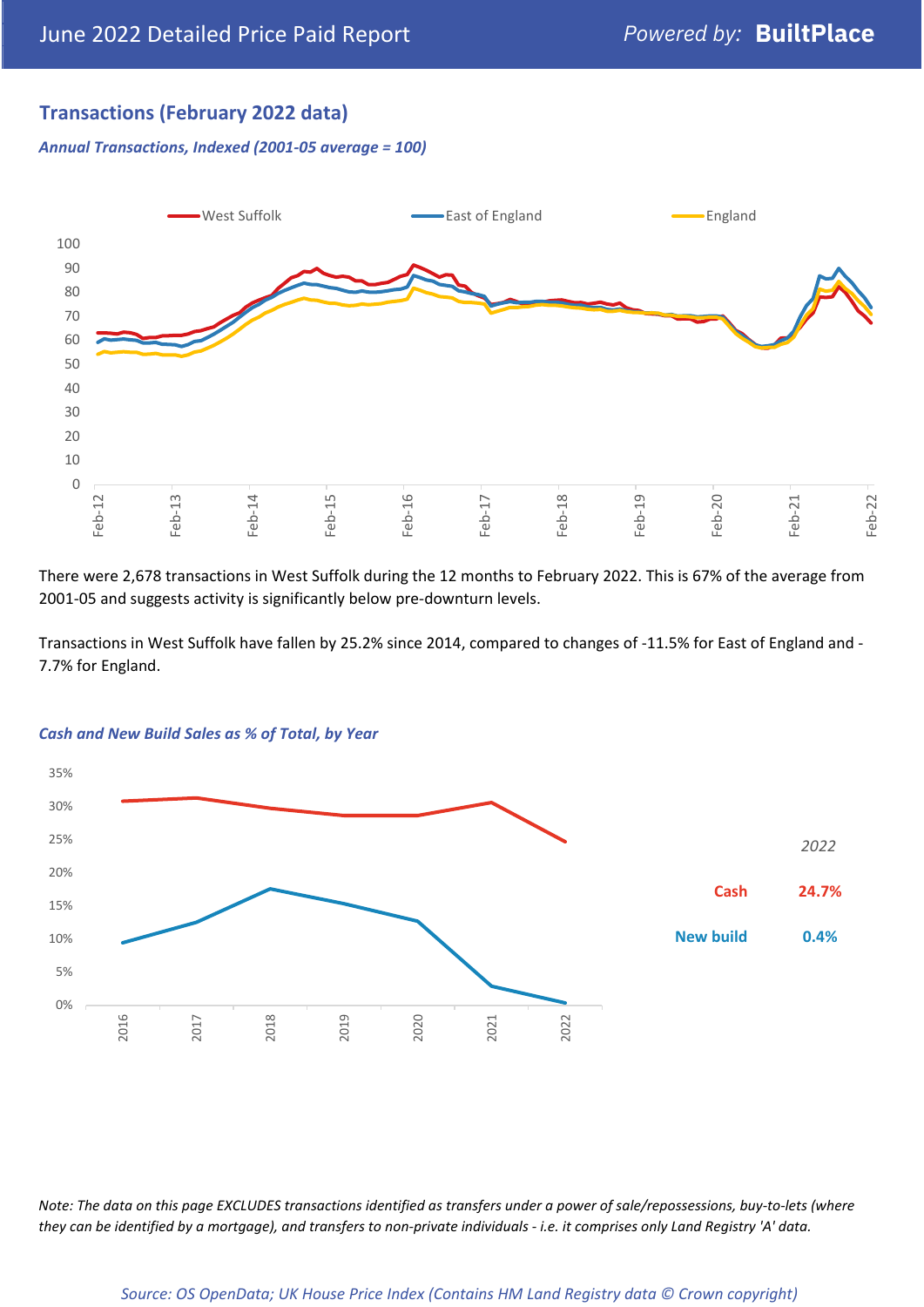## Transactions (February 2022 data)

*Annual Transactions, Indexed (2001-05 average = 100)*

There were 2,678 transactions in West Suffolk during the 12 months to February 2022. This is 67% of the average from 2001-05 and suggests activity is significantly below pre-downturn levels.

Transactions in West Suffolk have fallen by 25.2% since 2014, compared to changes of -11.5% for East of England and -7.7% for England.

*Cash and New Build Sales as % of Total, by Year*

*2022*

| | |
|---|---|
| **Cash** | **24.7%** |
| **New build** | **0.4%** |

*Note: The data on this page EXCLUDES transactions identified as transfers under a power of sale/repossessions, buy-to-lets (where they can be identified by a mortgage), and transfers to non-private individuals - i.e. it comprises only Land Registry 'A' data.*

*Source: OS OpenData; UK House Price Index (Contains HM Land Registry data © Crown copyright)*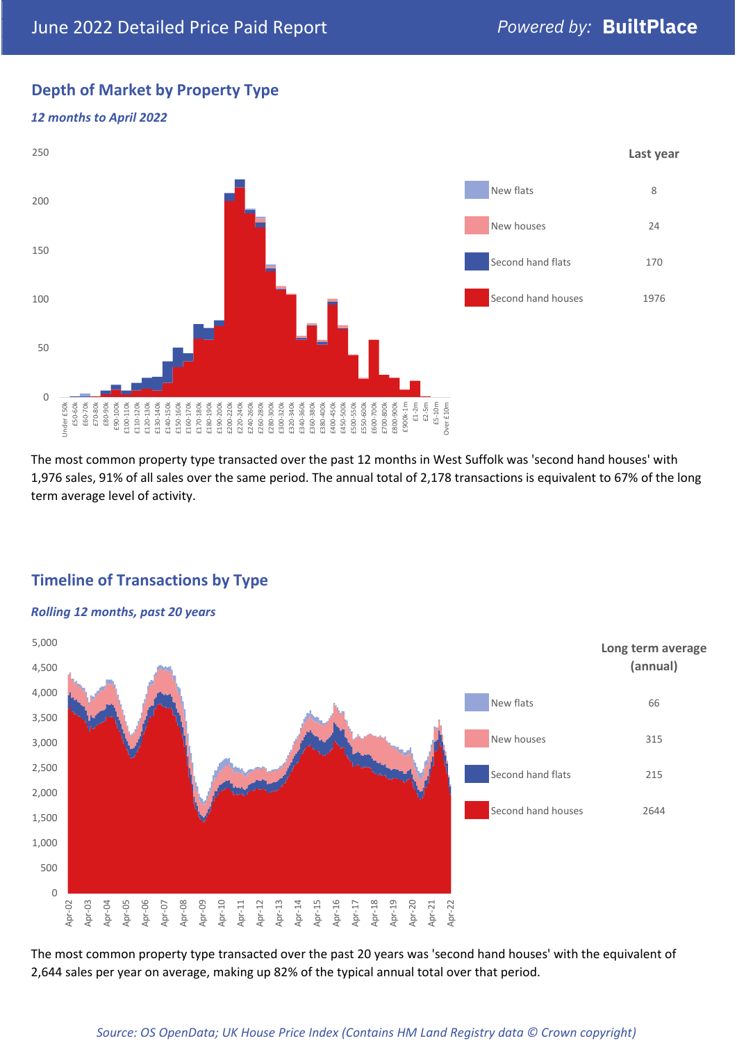## Depth of Market by Property Type

*12 months to April 2022*

250
200
150
100
50
0

Under £50k
£50-60k
£60-70k
£70-80k
£80-90k
£90-100k
£100-110k
£110-120k
£120-130k
£130-140k
£140-150k
£150-160k
£160-170k
£170-180k
£180-190k
£190-200k
£200-220k
£220-240k
£240-260k
£260-280k
£280-300k
£300-320k
£320-340k
£340-360k
£360-380k
£380-400k
£400-450k
£450-500k
£500-550k
£550-600k
£600-700k
£700-800k
£800-900k
£900k-1m
£1-2m
£2-5m
£5-10m
Over £10m

Last year

New flats 8

New houses 24

Second hand flats 170

Second hand houses 1976

The most common property type transacted over the past 12 months in West Suffolk was 'second hand houses' with 1,976 sales, 91% of all sales over the same period. The annual total of 2,178 transactions is equivalent to 67% of the long term average level of activity.

## Timeline of Transactions by Type

*Rolling 12 months, past 20 years*

5,000
4,500
4,000
3,500
3,000
2,500
2,000
1,500
1,000
500
0

Apr-02
Apr-03
Apr-04
Apr-05
Apr-06
Apr-07
Apr-08
Apr-09
Apr-10
Apr-11
Apr-12
Apr-13
Apr-14
Apr-15
Apr-16
Apr-17
Apr-18
Apr-19
Apr-20
Apr-21
Apr-22

Long term average (annual)

New flats 66

New houses 315

Second hand flats 215

Second hand houses 2644

The most common property type transacted over the past 20 years was 'second hand houses' with the equivalent of 2,644 sales per year on average, making up 82% of the typical annual total over that period.

*Source: OS OpenData; UK House Price Index (Contains HM Land Registry data © Crown copyright)*